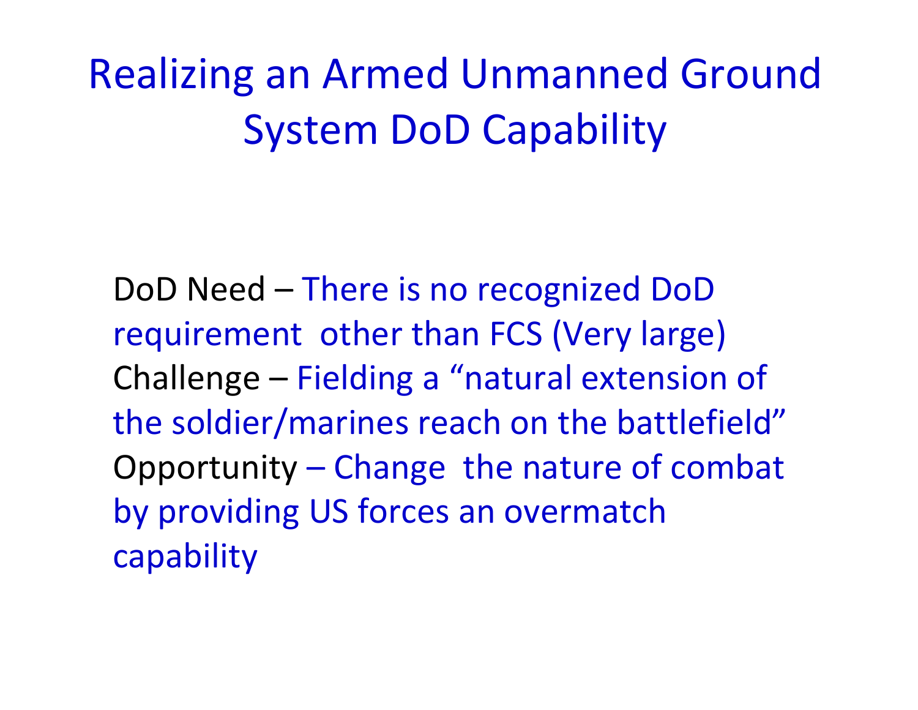# Realizing an Armed Unmanned Ground System DoD Capability

DoD Need – There is no recognized DoD requirement other than FCS (Very large)

Challenge – Fielding a "natural extension of the soldier/marines reach on the battlefield"

Opportunity – Change the nature of combat by providing US forces an overmatch capability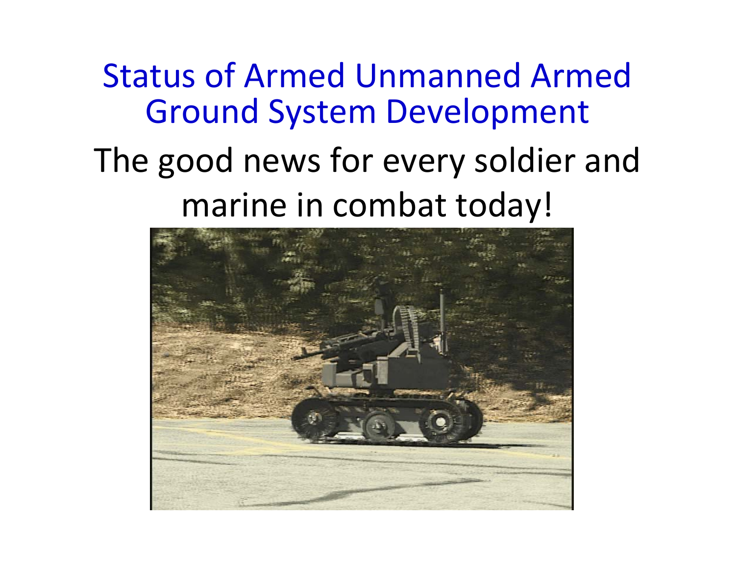# Status of Armed Unmanned Armed Ground System Development

The good news for every soldier and marine in combat today!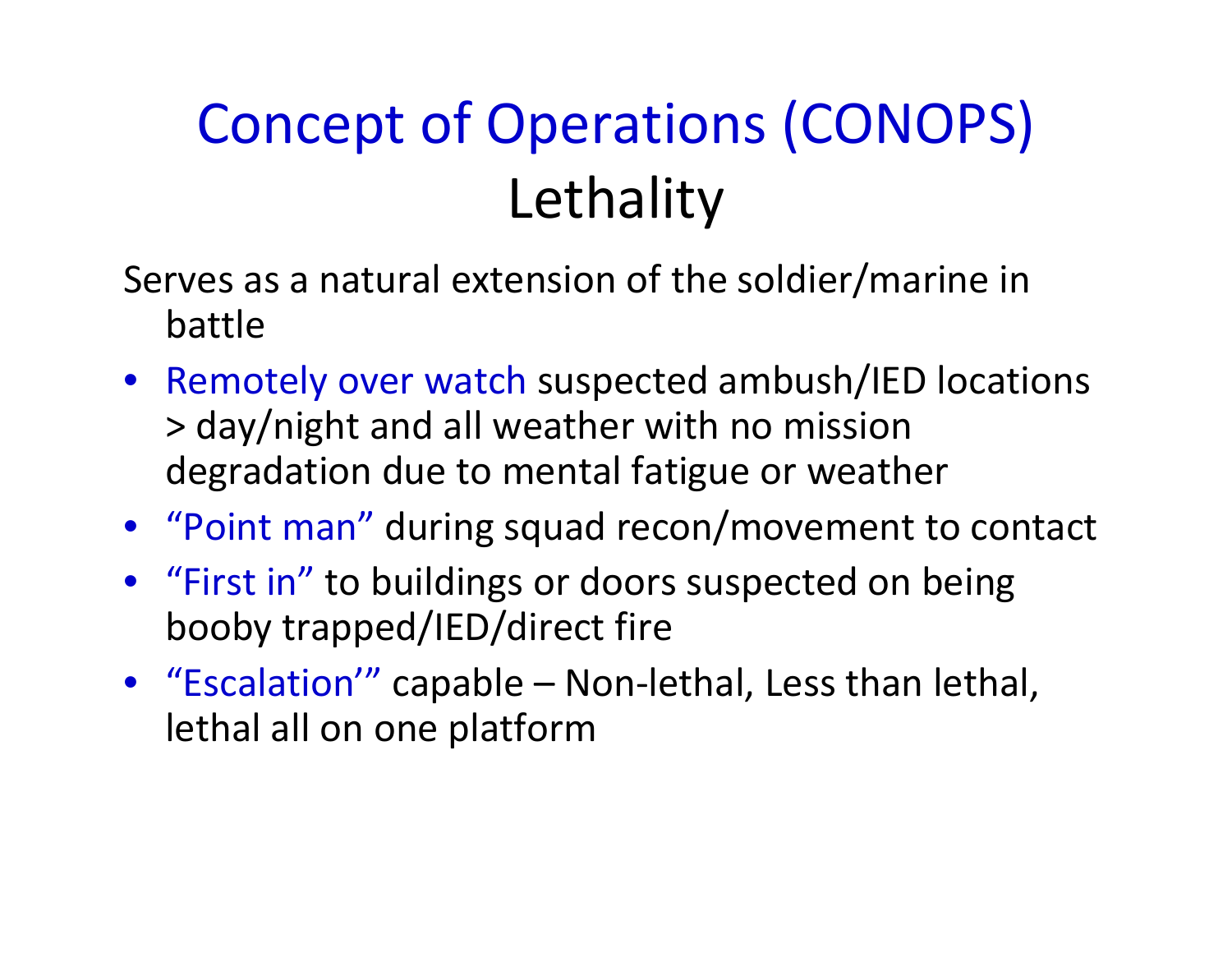# Concept of Operations (CONOPS)

## Lethality

Serves as a natural extension of the soldier/marine in battle

- Remotely over watch suspected ambush/IED locations > day/night and all weather with no mission degradation due to mental fatigue or weather
- "Point man" during squad recon/movement to contact
- "First in" to buildings or doors suspected on being booby trapped/IED/direct fire
- "Escalation'" capable – Non-lethal, Less than lethal, lethal all on one platform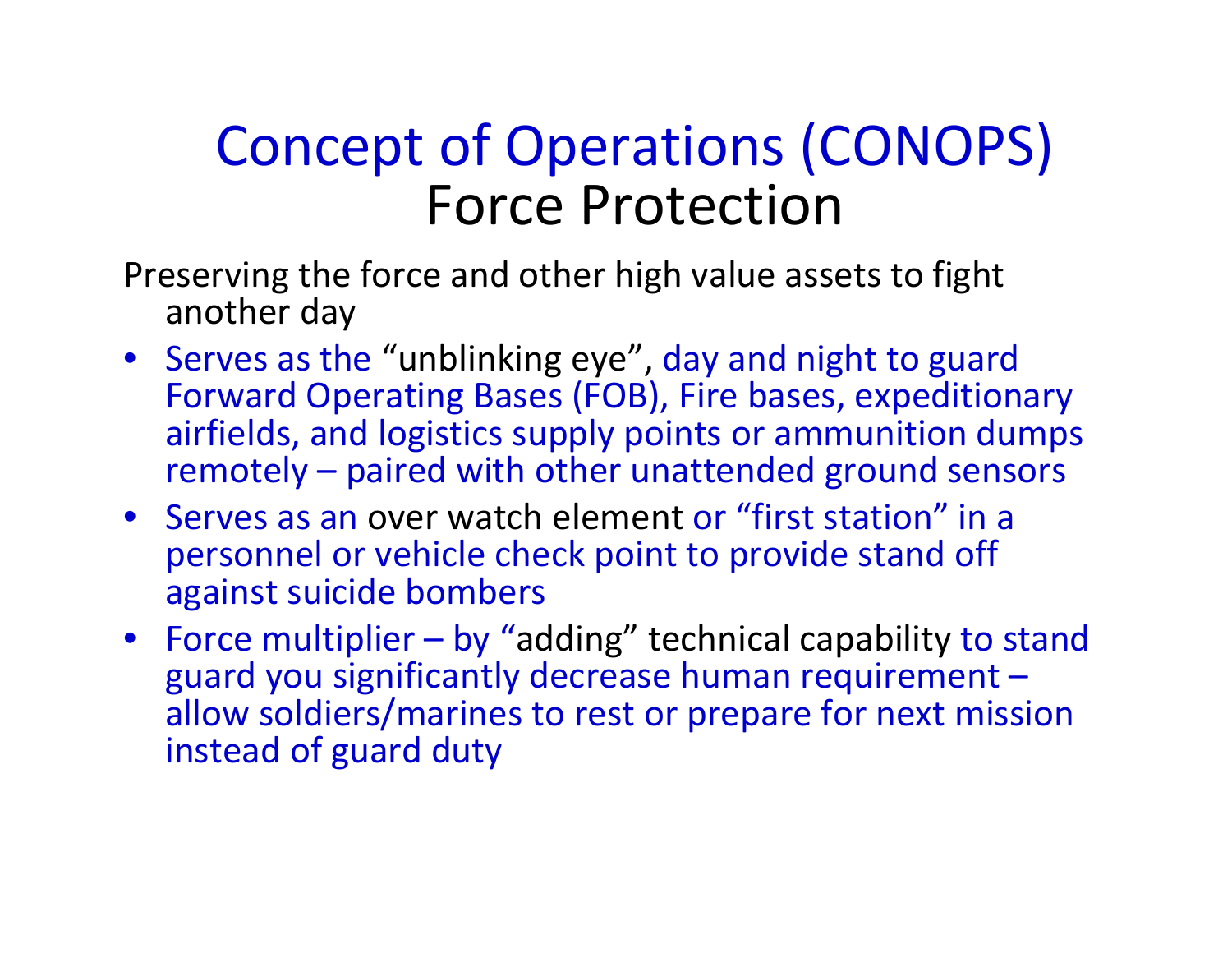# Concept of Operations (CONOPS)
## Force Protection

Preserving the force and other high value assets to fight another day

- Serves as the "unblinking eye", day and night to guard Forward Operating Bases (FOB), Fire bases, expeditionary airfields, and logistics supply points or ammunition dumps remotely – paired with other unattended ground sensors
- Serves as an over watch element or "first station" in a personnel or vehicle check point to provide stand off against suicide bombers
- Force multiplier – by "adding" technical capability to stand guard you significantly decrease human requirement – allow soldiers/marines to rest or prepare for next mission instead of guard duty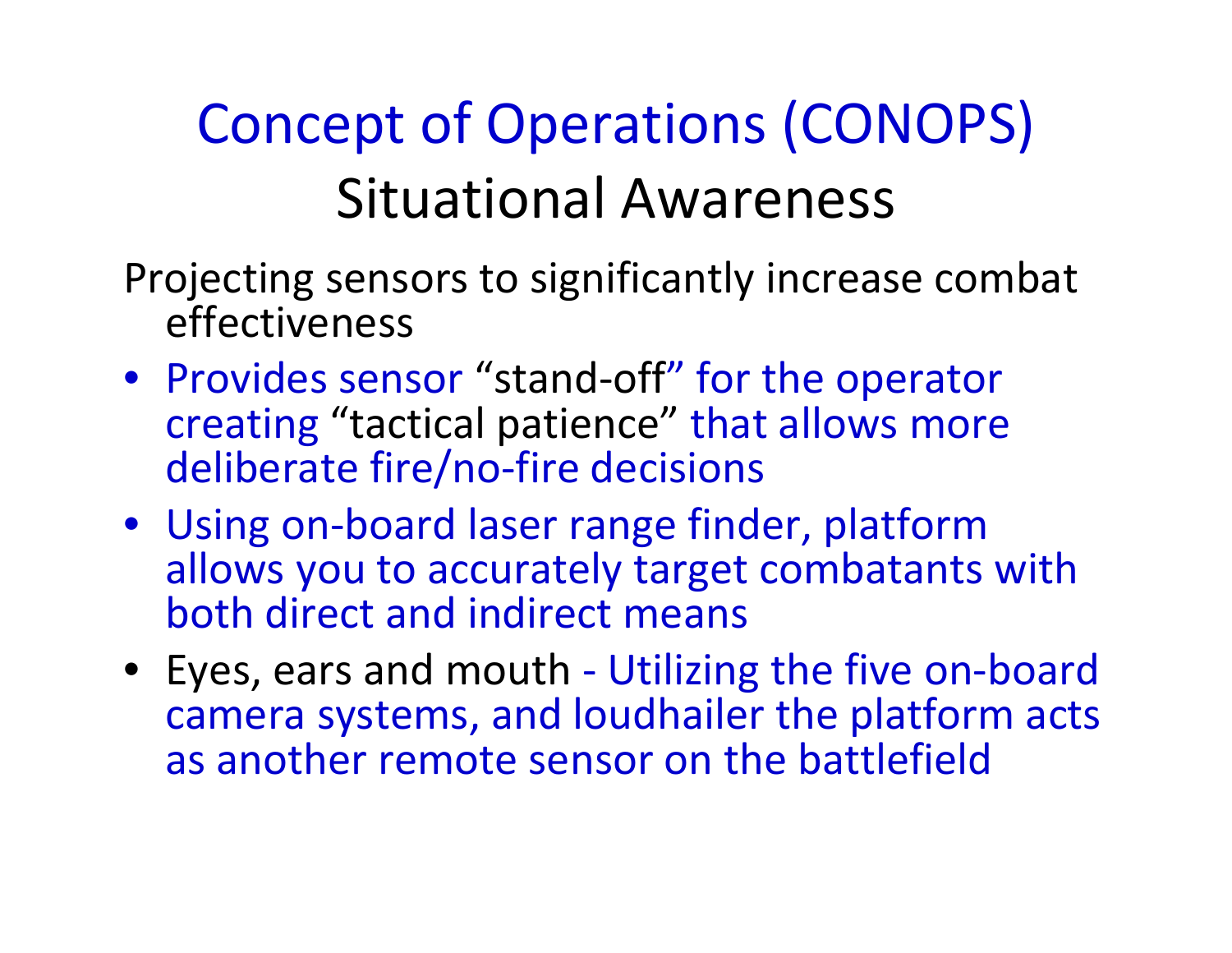# Concept of Operations (CONOPS)
## Situational Awareness

Projecting sensors to significantly increase combat effectiveness

- Provides sensor "stand-off" for the operator creating "tactical patience" that allows more deliberate fire/no-fire decisions
- Using on-board laser range finder, platform allows you to accurately target combatants with both direct and indirect means
- Eyes, ears and mouth - Utilizing the five on-board camera systems, and loudhailer the platform acts as another remote sensor on the battlefield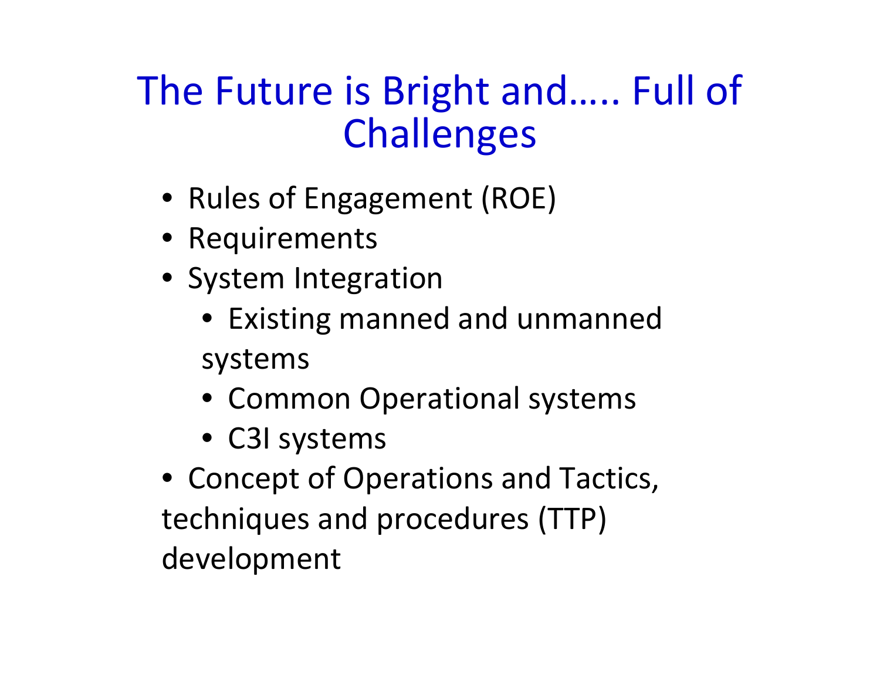# The Future is Bright and….. Full of Challenges

- Rules of Engagement (ROE)
- Requirements
- System Integration
  - Existing manned and unmanned systems
  - Common Operational systems
  - C3I systems
- Concept of Operations and Tactics, techniques and procedures (TTP) development